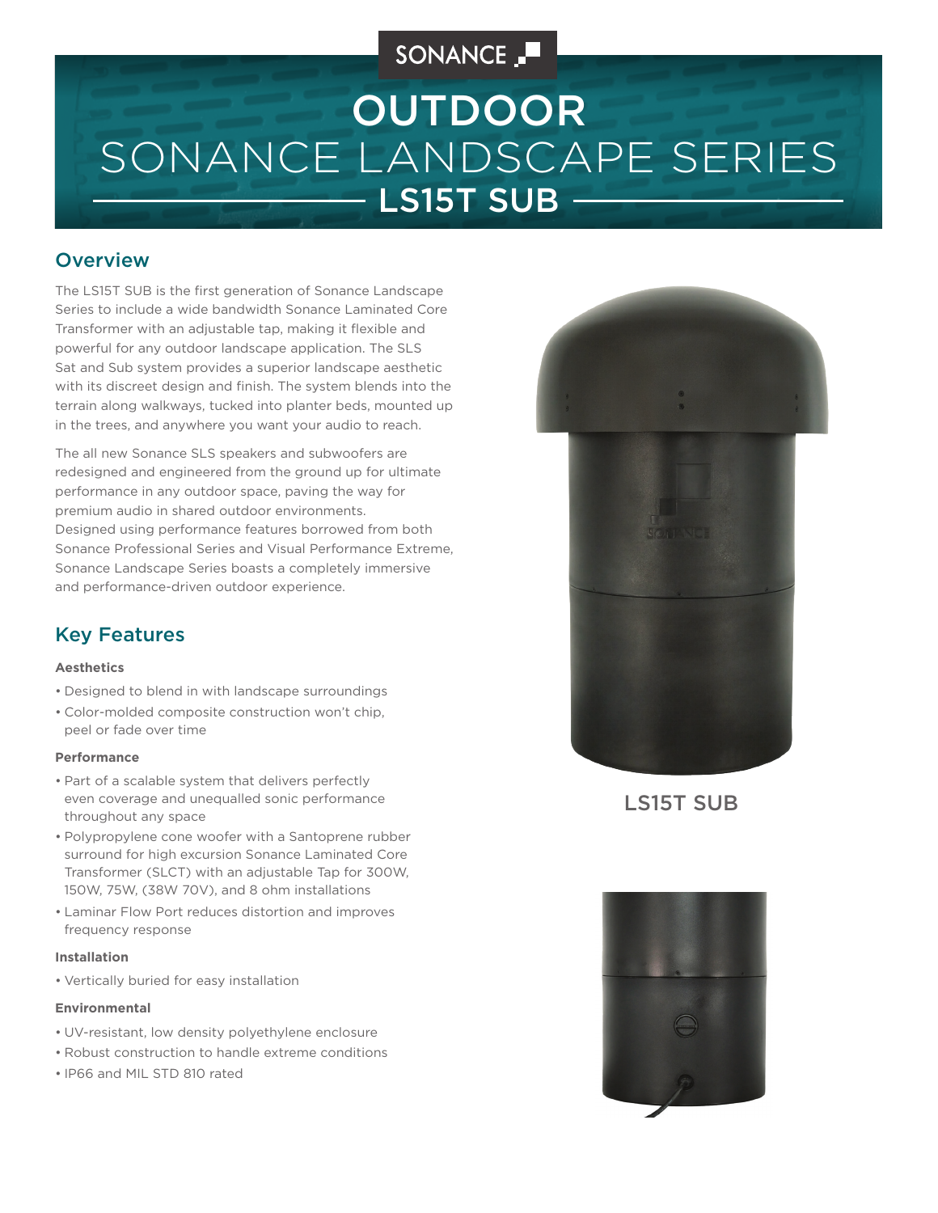SONANCE

# OUTDOOR

# SONANCE LANDSCAPE SERIES

## LS15T SUB

## Overview

The LS15T SUB is the first generation of Sonance Landscape Series to include a wide bandwidth Sonance Laminated Core Transformer with an adjustable tap, making it flexible and powerful for any outdoor landscape application. The SLS Sat and Sub system provides a superior landscape aesthetic with its discreet design and finish. The system blends into the terrain along walkways, tucked into planter beds, mounted up in the trees, and anywhere you want your audio to reach.

The all new Sonance SLS speakers and subwoofers are redesigned and engineered from the ground up for ultimate performance in any outdoor space, paving the way for premium audio in shared outdoor environments. Designed using performance features borrowed from both Sonance Professional Series and Visual Performance Extreme, Sonance Landscape Series boasts a completely immersive and performance-driven outdoor experience.

LS15T SUB

## Key Features

#### Aesthetics

- Designed to blend in with landscape surroundings
- Color-molded composite construction won't chip, peel or fade over time

#### Performance

- Part of a scalable system that delivers perfectly even coverage and unequalled sonic performance throughout any space
- Polypropylene cone woofer with a Santoprene rubber surround for high excursion Sonance Laminated Core Transformer (SLCT) with an adjustable Tap for 300W, 150W, 75W, (38W 70V), and 8 ohm installations
- Laminar Flow Port reduces distortion and improves frequency response

#### Installation

- Vertically buried for easy installation

#### Environmental

- UV-resistant, low density polyethylene enclosure
- Robust construction to handle extreme conditions
- IP66 and MIL STD 810 rated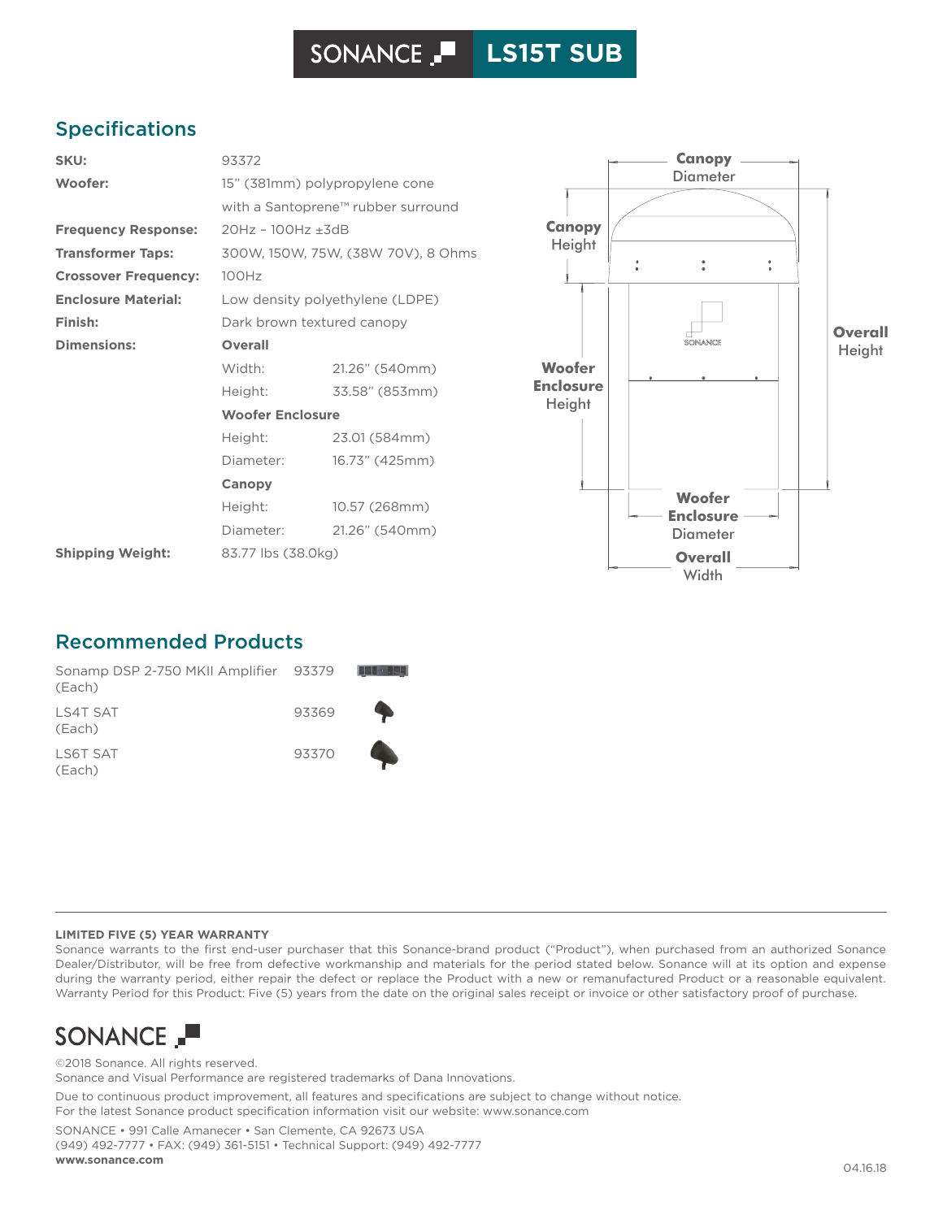# SONANCE LS15T SUB

## Specifications

| | | |
|---|---|---|
| **SKU:** | 93372 | |
| **Woofer:** | 15" (381mm) polypropylene cone with a Santoprene™ rubber surround | |
| **Frequency Response:** | 20Hz – 100Hz ±3dB | |
| **Transformer Taps:** | 300W, 150W, 75W, (38W 70V), 8 Ohms | |
| **Crossover Frequency:** | 100Hz | |
| **Enclosure Material:** | Low density polyethylene (LDPE) | |
| **Finish:** | Dark brown textured canopy | |
| **Dimensions:** | **Overall** | |
| | Width: | 21.26" (540mm) |
| | Height: | 33.58" (853mm) |
| | **Woofer Enclosure** | |
| | Height: | 23.01 (584mm) |
| | Diameter: | 16.73" (425mm) |
| | **Canopy** | |
| | Height: | 10.57 (268mm) |
| | Diameter: | 21.26" (540mm) |
| **Shipping Weight:** | 83.77 lbs (38.0kg) | |

**Canopy** Diameter

**Canopy** Height

**Woofer Enclosure** Height

**Overall** Height

**Woofer Enclosure** Diameter

**Overall** Width

## Recommended Products

| | | |
|---|---|---|
| Sonamp DSP 2-750 MKII Amplifier (Each) | 93379 | |
| LS4T SAT (Each) | 93369 | |
| LS6T SAT (Each) | 93370 | |

**LIMITED FIVE (5) YEAR WARRANTY**

Sonance warrants to the first end-user purchaser that this Sonance-brand product ("Product"), when purchased from an authorized Sonance Dealer/Distributor, will be free from defective workmanship and materials for the period stated below. Sonance will at its option and expense during the warranty period, either repair the defect or replace the Product with a new or remanufactured Product or a reasonable equivalent. Warranty Period for this Product: Five (5) years from the date on the original sales receipt or invoice or other satisfactory proof of purchase.

SONANCE

©2018 Sonance. All rights reserved.
Sonance and Visual Performance are registered trademarks of Dana Innovations.

Due to continuous product improvement, all features and specifications are subject to change without notice.
For the latest Sonance product specification information visit our website: www.sonance.com

SONANCE • 991 Calle Amanecer • San Clemente, CA 92673 USA
(949) 492-7777 • FAX: (949) 361-5151 • Technical Support: (949) 492-7777
**www.sonance.com**

04.16.18